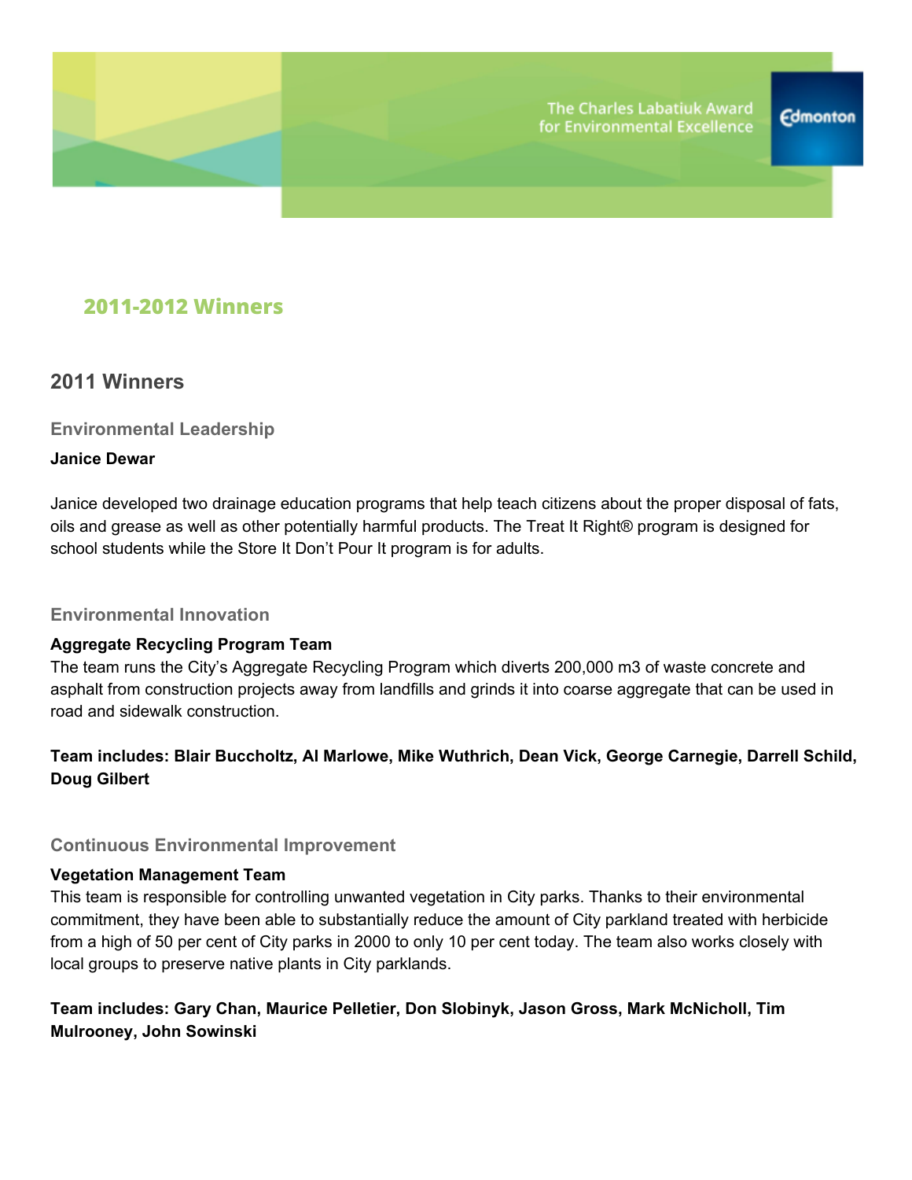The Charles Labatiuk Award for Environmental Excellence

Edmonton

# 2011-2012 Winners

## 2011 Winners

### Environmental Leadership

**Janice Dewar**

Janice developed two drainage education programs that help teach citizens about the proper disposal of fats, oils and grease as well as other potentially harmful products. The Treat It Right® program is designed for school students while the Store It Don't Pour It program is for adults.

### Environmental Innovation

**Aggregate Recycling Program Team**

The team runs the City's Aggregate Recycling Program which diverts 200,000 m3 of waste concrete and asphalt from construction projects away from landfills and grinds it into coarse aggregate that can be used in road and sidewalk construction.

**Team includes: Blair Buccholtz, Al Marlowe, Mike Wuthrich, Dean Vick, George Carnegie, Darrell Schild, Doug Gilbert**

### Continuous Environmental Improvement

**Vegetation Management Team**

This team is responsible for controlling unwanted vegetation in City parks. Thanks to their environmental commitment, they have been able to substantially reduce the amount of City parkland treated with herbicide from a high of 50 per cent of City parks in 2000 to only 10 per cent today. The team also works closely with local groups to preserve native plants in City parklands.

**Team includes: Gary Chan, Maurice Pelletier, Don Slobinyk, Jason Gross, Mark McNicholl, Tim Mulrooney, John Sowinski**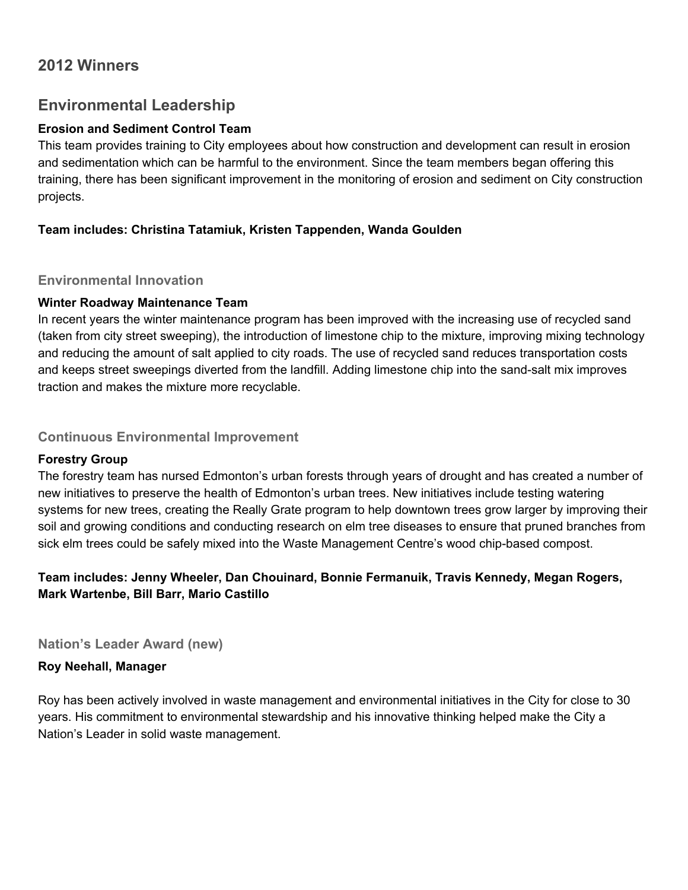## 2012 Winners

## Environmental Leadership

**Erosion and Sediment Control Team**

This team provides training to City employees about how construction and development can result in erosion and sedimentation which can be harmful to the environment. Since the team members began offering this training, there has been significant improvement in the monitoring of erosion and sediment on City construction projects.

**Team includes: Christina Tatamiuk, Kristen Tappenden, Wanda Goulden**

### Environmental Innovation

**Winter Roadway Maintenance Team**

In recent years the winter maintenance program has been improved with the increasing use of recycled sand (taken from city street sweeping), the introduction of limestone chip to the mixture, improving mixing technology and reducing the amount of salt applied to city roads. The use of recycled sand reduces transportation costs and keeps street sweepings diverted from the landfill. Adding limestone chip into the sand-salt mix improves traction and makes the mixture more recyclable.

### Continuous Environmental Improvement

**Forestry Group**

The forestry team has nursed Edmonton's urban forests through years of drought and has created a number of new initiatives to preserve the health of Edmonton's urban trees. New initiatives include testing watering systems for new trees, creating the Really Grate program to help downtown trees grow larger by improving their soil and growing conditions and conducting research on elm tree diseases to ensure that pruned branches from sick elm trees could be safely mixed into the Waste Management Centre's wood chip-based compost.

**Team includes: Jenny Wheeler, Dan Chouinard, Bonnie Fermanuik, Travis Kennedy, Megan Rogers, Mark Wartenbe, Bill Barr, Mario Castillo**

### Nation's Leader Award (new)

**Roy Neehall, Manager**

Roy has been actively involved in waste management and environmental initiatives in the City for close to 30 years. His commitment to environmental stewardship and his innovative thinking helped make the City a Nation's Leader in solid waste management.